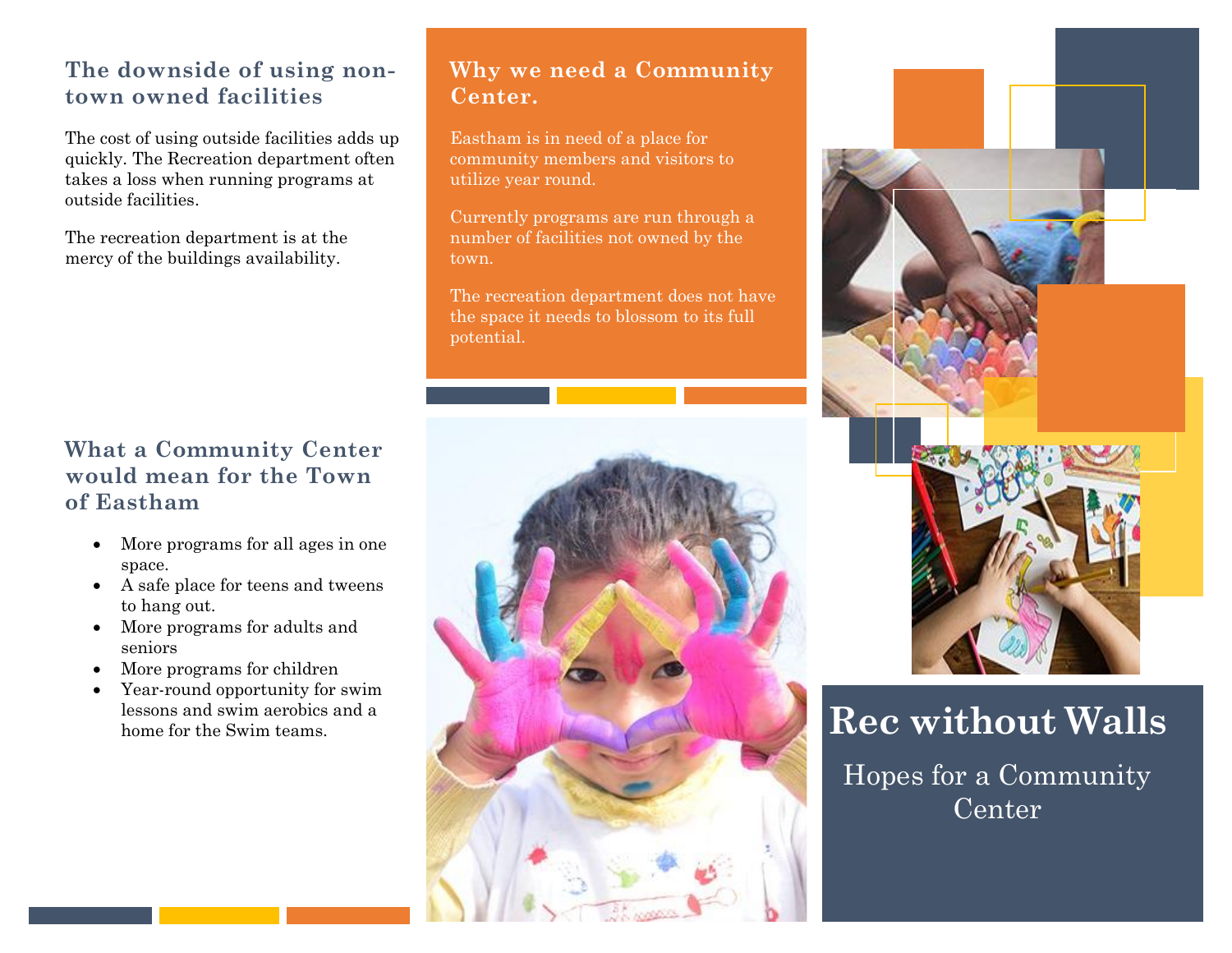## The downside of using non-town owned facilities

The cost of using outside facilities adds up quickly. The Recreation department often takes a loss when running programs at outside facilities.

The recreation department is at the mercy of the buildings availability.

## What a Community Center would mean for the Town of Eastham

- More programs for all ages in one space.
- A safe place for teens and tweens to hang out.
- More programs for adults and seniors
- More programs for children
- Year-round opportunity for swim lessons and swim aerobics and a home for the Swim teams.

## Why we need a Community Center.

Eastham is in need of a place for community members and visitors to utilize year round.

Currently programs are run through a number of facilities not owned by the town.

The recreation department does not have the space it needs to blossom to its full potential.

# Rec without Walls

Hopes for a Community Center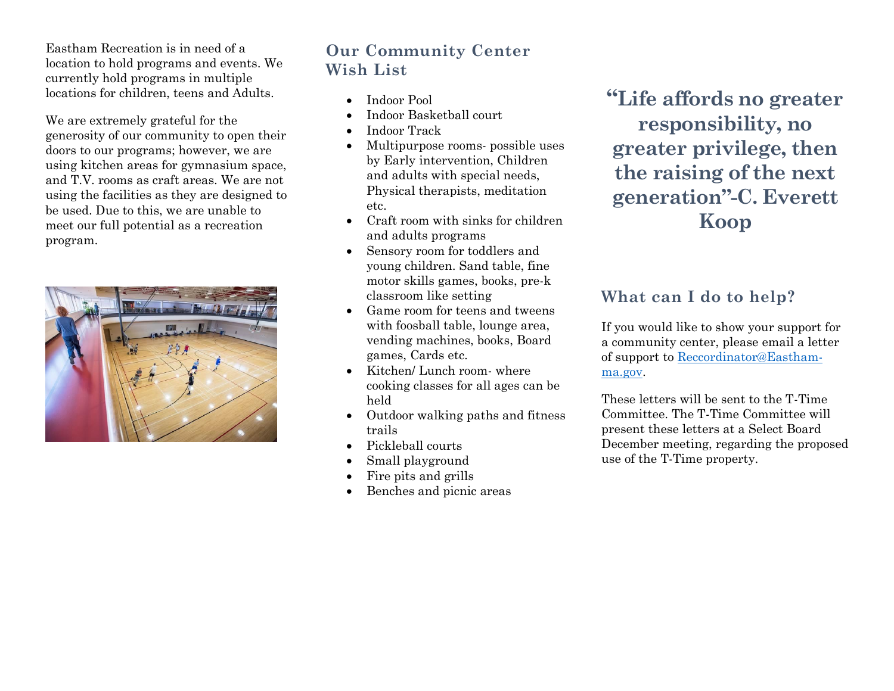Eastham Recreation is in need of a location to hold programs and events. We currently hold programs in multiple locations for children, teens and Adults.

We are extremely grateful for the generosity of our community to open their doors to our programs; however, we are using kitchen areas for gymnasium space, and T.V. rooms as craft areas. We are not using the facilities as they are designed to be used. Due to this, we are unable to meet our full potential as a recreation program.

## Our Community Center Wish List

- Indoor Pool
- Indoor Basketball court
- Indoor Track
- Multipurpose rooms- possible uses by Early intervention, Children and adults with special needs, Physical therapists, meditation etc.
- Craft room with sinks for children and adults programs
- Sensory room for toddlers and young children. Sand table, fine motor skills games, books, pre-k classroom like setting
- Game room for teens and tweens with foosball table, lounge area, vending machines, books, Board games, Cards etc.
- Kitchen/ Lunch room- where cooking classes for all ages can be held
- Outdoor walking paths and fitness trails
- Pickleball courts
- Small playground
- Fire pits and grills
- Benches and picnic areas

**"Life affords no greater responsibility, no greater privilege, then the raising of the next generation"-C. Everett Koop**

## What can I do to help?

If you would like to show your support for a community center, please email a letter of support to Reccordinator@Eastham-ma.gov.

These letters will be sent to the T-Time Committee. The T-Time Committee will present these letters at a Select Board December meeting, regarding the proposed use of the T-Time property.